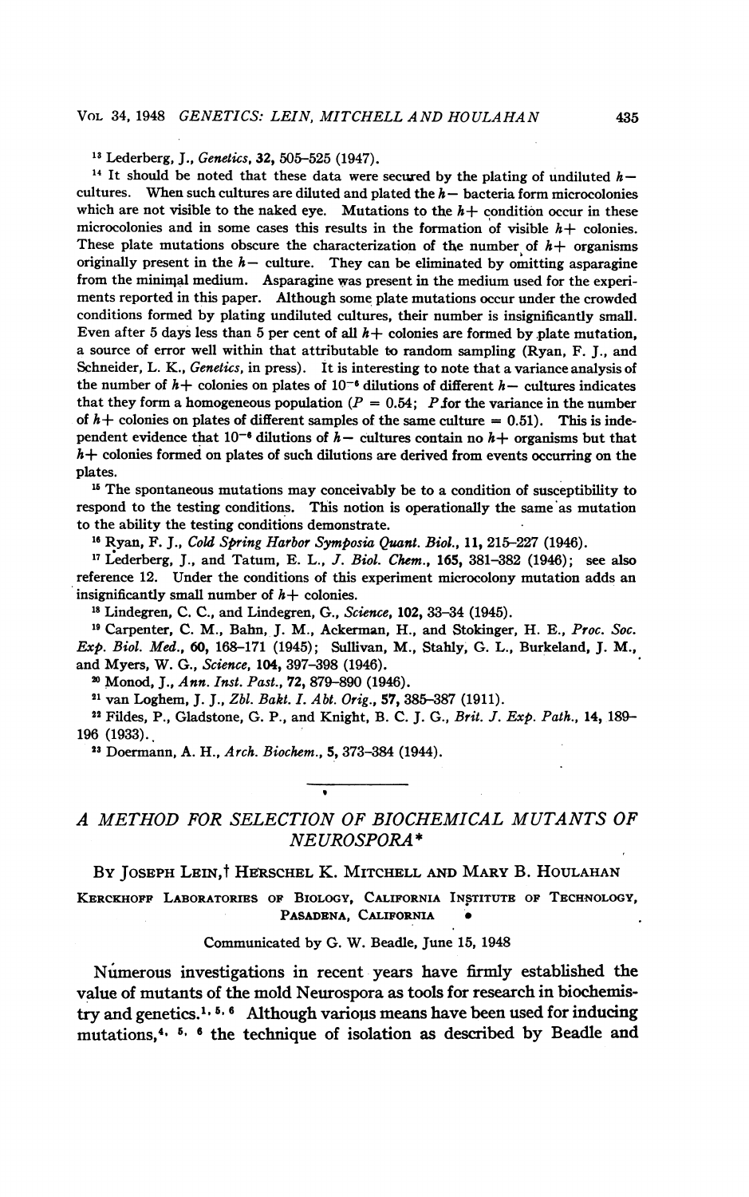[13] Lederberg, J., *Genetics*, **32**, 505–525 (1947).

[14] It should be noted that these data were secured by the plating of undiluted $h-$ cultures. When such cultures are diluted and plated the $h-$ bacteria form microcolonies which are not visible to the naked eye. Mutations to the $h+$ condition occur in these microcolonies and in some cases this results in the formation of visible $h+$ colonies. These plate mutations obscure the characterization of the number of $h+$ organisms originally present in the $h-$ culture. They can be eliminated by omitting asparagine from the minimal medium. Asparagine was present in the medium used for the experiments reported in this paper. Although some plate mutations occur under the crowded conditions formed by plating undiluted cultures, their number is insignificantly small. Even after 5 days less than 5 per cent of all $h+$ colonies are formed by plate mutation, a source of error well within that attributable to random sampling (Ryan, F. J., and Schneider, L. K., *Genetics*, in press). It is interesting to note that a variance analysis of the number of $h+$ colonies on plates of $10^{-6}$ dilutions of different $h-$ cultures indicates that they form a homogeneous population ($P = 0.54$; $P$ for the variance in the number of $h+$ colonies on plates of different samples of the same culture $= 0.51$). This is independent evidence that $10^{-6}$ dilutions of $h-$ cultures contain no $h+$ organisms but that $h+$ colonies formed on plates of such dilutions are derived from events occurring on the plates.

[15] The spontaneous mutations may conceivably be to a condition of susceptibility to respond to the testing conditions. This notion is operationally the same as mutation to the ability the testing conditions demonstrate.

[16] Ryan, F. J., *Cold Spring Harbor Symposia Quant. Biol.*, **11**, 215–227 (1946).

[17] Lederberg, J., and Tatum, E. L., *J. Biol. Chem.*, **165**, 381–382 (1946); see also reference 12. Under the conditions of this experiment microcolony mutation adds an insignificantly small number of $h+$ colonies.

[18] Lindegren, C. C., and Lindegren, G., *Science*, **102**, 33–34 (1945).

[19] Carpenter, C. M., Bahn, J. M., Ackerman, H., and Stokinger, H. E., *Proc. Soc. Exp. Biol. Med.*, **60**, 168–171 (1945); Sullivan, M., Stahly, G. L., Burkeland, J. M., and Myers, W. G., *Science*, **104**, 397–398 (1946).

[20] Monod, J., *Ann. Inst. Past.*, **72**, 879–890 (1946).

[21] van Loghem, J. J., *Zbl. Bakt. I. Abt. Orig.*, **57**, 385–387 (1911).

[22] Fildes, P., Gladstone, G. P., and Knight, B. C. J. G., *Brit. J. Exp. Path.*, **14**, 189–196 (1933).

[23] Doermann, A. H., *Arch. Biochem.*, **5**, 373–384 (1944).

---

# A METHOD FOR SELECTION OF BIOCHEMICAL MUTANTS OF NEUROSPORA*

By Joseph Lein,† Herschel K. Mitchell and Mary B. Houlahan

Kerckhoff Laboratories of Biology, California Institute of Technology, Pasadena, California

Communicated by G. W. Beadle, June 15, 1948

Numerous investigations in recent years have firmly established the value of mutants of the mold Neurospora as tools for research in biochemistry and genetics.[1, 5, 6] Although various means have been used for inducing mutations,[4, 5, 6] the technique of isolation as described by Beadle and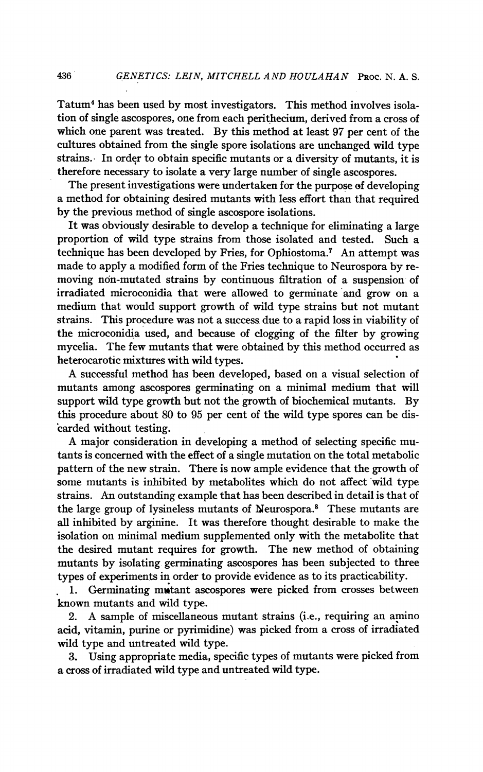Tatum[4] has been used by most investigators. This method involves isolation of single ascospores, one from each perithecium, derived from a cross of which one parent was treated. By this method at least 97 per cent of the cultures obtained from the single spore isolations are unchanged wild type strains. In order to obtain specific mutants or a diversity of mutants, it is therefore necessary to isolate a very large number of single ascospores.

The present investigations were undertaken for the purpose of developing a method for obtaining desired mutants with less effort than that required by the previous method of single ascospore isolations.

It was obviously desirable to develop a technique for eliminating a large proportion of wild type strains from those isolated and tested. Such a technique has been developed by Fries, for Ophiostoma.[7] An attempt was made to apply a modified form of the Fries technique to Neurospora by removing non-mutated strains by continuous filtration of a suspension of irradiated microconidia that were allowed to germinate and grow on a medium that would support growth of wild type strains but not mutant strains. This procedure was not a success due to a rapid loss in viability of the microconidia used, and because of clogging of the filter by growing mycelia. The few mutants that were obtained by this method occurred as heterocarotic mixtures with wild types.

A successful method has been developed, based on a visual selection of mutants among ascospores germinating on a minimal medium that will support wild type growth but not the growth of biochemical mutants. By this procedure about 80 to 95 per cent of the wild type spores can be discarded without testing.

A major consideration in developing a method of selecting specific mutants is concerned with the effect of a single mutation on the total metabolic pattern of the new strain. There is now ample evidence that the growth of some mutants is inhibited by metabolites which do not affect wild type strains. An outstanding example that has been described in detail is that of the large group of lysineless mutants of Neurospora.[8] These mutants are all inhibited by arginine. It was therefore thought desirable to make the isolation on minimal medium supplemented only with the metabolite that the desired mutant requires for growth. The new method of obtaining mutants by isolating germinating ascospores has been subjected to three types of experiments in order to provide evidence as to its practicability.

1. Germinating mutant ascospores were picked from crosses between known mutants and wild type.
2. A sample of miscellaneous mutant strains (i.e., requiring an amino acid, vitamin, purine or pyrimidine) was picked from a cross of irradiated wild type and untreated wild type.
3. Using appropriate media, specific types of mutants were picked from a cross of irradiated wild type and untreated wild type.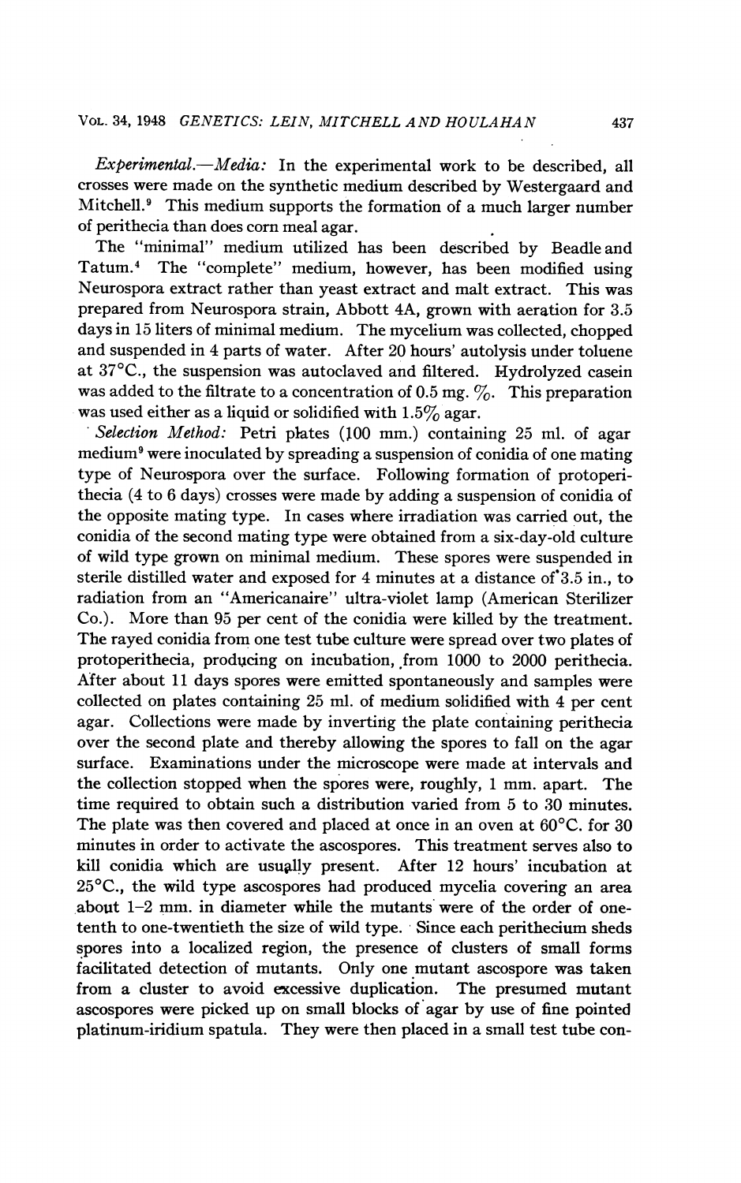*Experimental.—Media:* In the experimental work to be described, all crosses were made on the synthetic medium described by Westergaard and Mitchell.[9] This medium supports the formation of a much larger number of perithecia than does corn meal agar.

The "minimal" medium utilized has been described by Beadle and Tatum.[4] The "complete" medium, however, has been modified using Neurospora extract rather than yeast extract and malt extract. This was prepared from Neurospora strain, Abbott 4A, grown with aeration for 3.5 days in 15 liters of minimal medium. The mycelium was collected, chopped and suspended in 4 parts of water. After 20 hours' autolysis under toluene at 37°C., the suspension was autoclaved and filtered. Hydrolyzed casein was added to the filtrate to a concentration of 0.5 mg. %. This preparation was used either as a liquid or solidified with 1.5% agar.

*Selection Method:* Petri plates (100 mm.) containing 25 ml. of agar medium[9] were inoculated by spreading a suspension of conidia of one mating type of Neurospora over the surface. Following formation of protoperithecia (4 to 6 days) crosses were made by adding a suspension of conidia of the opposite mating type. In cases where irradiation was carried out, the conidia of the second mating type were obtained from a six-day-old culture of wild type grown on minimal medium. These spores were suspended in sterile distilled water and exposed for 4 minutes at a distance of 3.5 in., to radiation from an "Americanaire" ultra-violet lamp (American Sterilizer Co.). More than 95 per cent of the conidia were killed by the treatment. The rayed conidia from one test tube culture were spread over two plates of protoperithecia, producing on incubation, from 1000 to 2000 perithecia. After about 11 days spores were emitted spontaneously and samples were collected on plates containing 25 ml. of medium solidified with 4 per cent agar. Collections were made by inverting the plate containing perithecia over the second plate and thereby allowing the spores to fall on the agar surface. Examinations under the microscope were made at intervals and the collection stopped when the spores were, roughly, 1 mm. apart. The time required to obtain such a distribution varied from 5 to 30 minutes. The plate was then covered and placed at once in an oven at 60°C. for 30 minutes in order to activate the ascospores. This treatment serves also to kill conidia which are usually present. After 12 hours' incubation at 25°C., the wild type ascospores had produced mycelia covering an area about 1–2 mm. in diameter while the mutants were of the order of one-tenth to one-twentieth the size of wild type. Since each perithecium sheds spores into a localized region, the presence of clusters of small forms facilitated detection of mutants. Only one mutant ascospore was taken from a cluster to avoid excessive duplication. The presumed mutant ascospores were picked up on small blocks of agar by use of fine pointed platinum-iridium spatula. They were then placed in a small test tube con-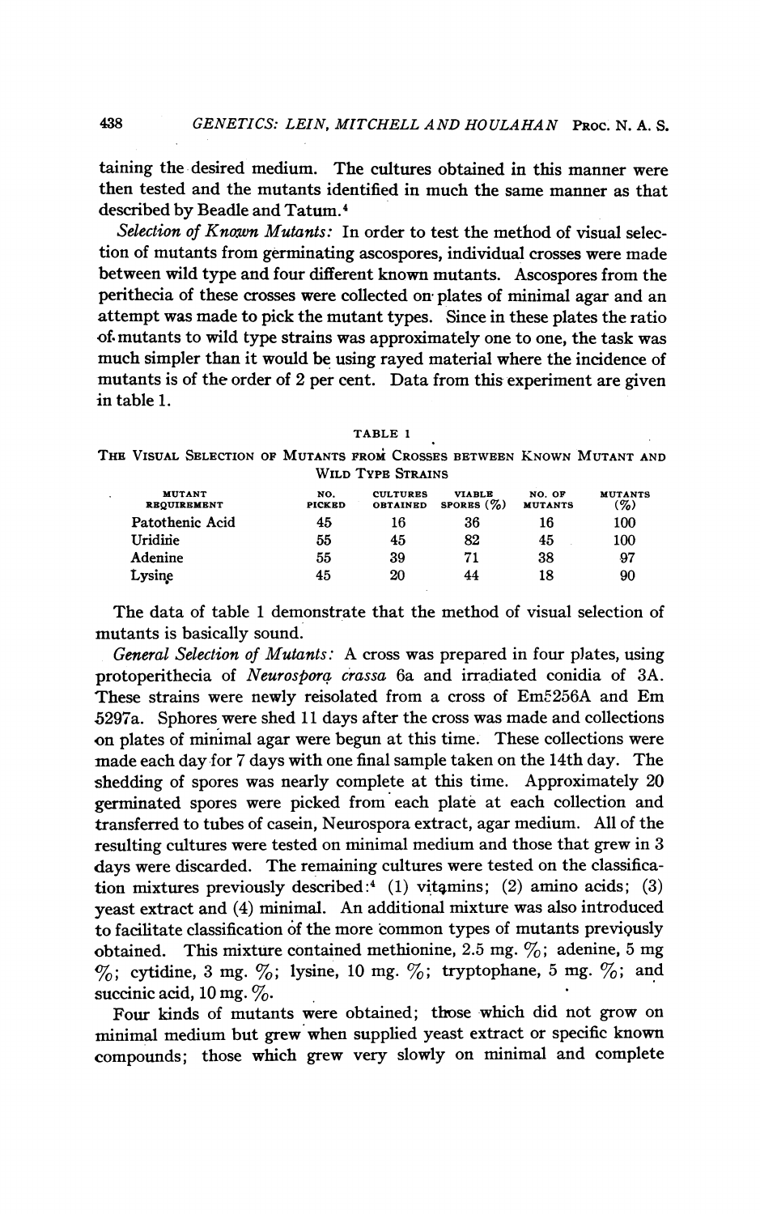taining the desired medium. The cultures obtained in this manner were then tested and the mutants identified in much the same manner as that described by Beadle and Tatum.[4]

*Selection of Known Mutants:* In order to test the method of visual selection of mutants from germinating ascospores, individual crosses were made between wild type and four different known mutants. Ascospores from the perithecia of these crosses were collected on plates of minimal agar and an attempt was made to pick the mutant types. Since in these plates the ratio of mutants to wild type strains was approximately one to one, the task was much simpler than it would be using rayed material where the incidence of mutants is of the order of 2 per cent. Data from this experiment are given in table 1.

TABLE 1

THE VISUAL SELECTION OF MUTANTS FROM CROSSES BETWEEN KNOWN MUTANT AND WILD TYPE STRAINS

| MUTANT REQUIREMENT | NO. PICKED | CULTURES OBTAINED | VIABLE SPORES (%) | NO. OF MUTANTS | MUTANTS (%) |
|---|---|---|---|---|---|
| Patothenic Acid | 45 | 16 | 36 | 16 | 100 |
| Uridine | 55 | 45 | 82 | 45 | 100 |
| Adenine | 55 | 39 | 71 | 38 | 97 |
| Lysine | 45 | 20 | 44 | 18 | 90 |

The data of table 1 demonstrate that the method of visual selection of mutants is basically sound.

*General Selection of Mutants:* A cross was prepared in four plates, using protoperithecia of *Neurospora crassa* 6a and irradiated conidia of 3A. These strains were newly reisolated from a cross of Em5256A and Em 5297a. Sphores were shed 11 days after the cross was made and collections on plates of minimal agar were begun at this time. These collections were made each day for 7 days with one final sample taken on the 14th day. The shedding of spores was nearly complete at this time. Approximately 20 germinated spores were picked from each plate at each collection and transferred to tubes of casein, Neurospora extract, agar medium. All of the resulting cultures were tested on minimal medium and those that grew in 3 days were discarded. The remaining cultures were tested on the classification mixtures previously described:[4] (1) vitamins; (2) amino acids; (3) yeast extract and (4) minimal. An additional mixture was also introduced to facilitate classification of the more common types of mutants previously obtained. This mixture contained methionine, 2.5 mg. %; adenine, 5 mg %; cytidine, 3 mg. %; lysine, 10 mg. %; tryptophane, 5 mg. %; and succinic acid, 10 mg. %.

Four kinds of mutants were obtained; those which did not grow on minimal medium but grew when supplied yeast extract or specific known compounds; those which grew very slowly on minimal and complete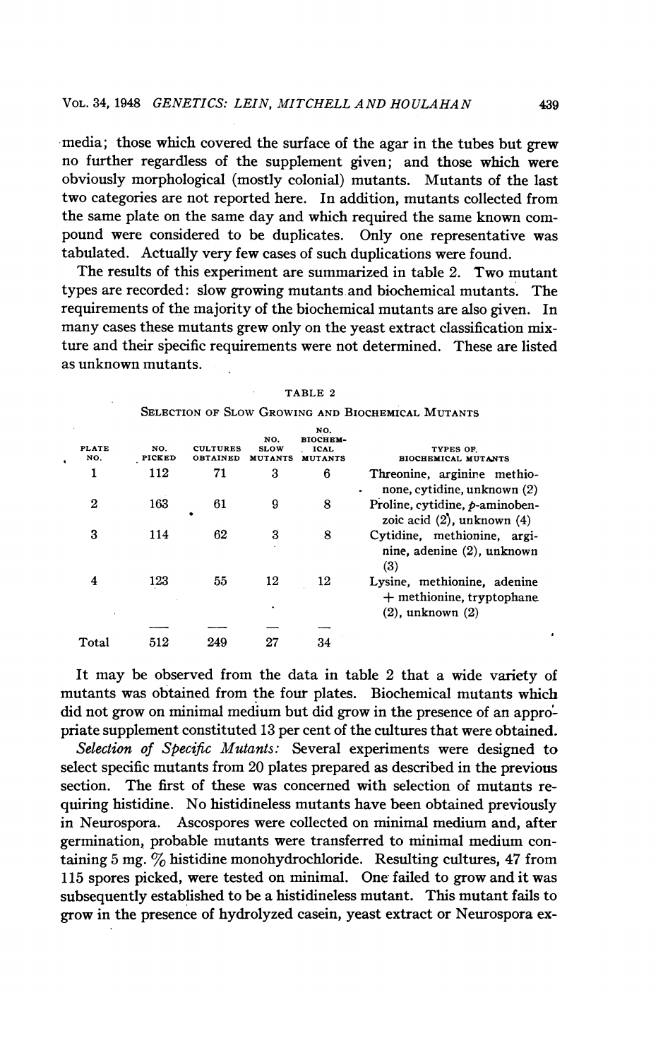media; those which covered the surface of the agar in the tubes but grew no further regardless of the supplement given; and those which were obviously morphological (mostly colonial) mutants. Mutants of the last two categories are not reported here. In addition, mutants collected from the same plate on the same day and which required the same known compound were considered to be duplicates. Only one representative was tabulated. Actually very few cases of such duplications were found.

The results of this experiment are summarized in table 2. Two mutant types are recorded: slow growing mutants and biochemical mutants. The requirements of the majority of the biochemical mutants are also given. In many cases these mutants grew only on the yeast extract classification mixture and their specific requirements were not determined. These are listed as unknown mutants.

TABLE 2

SELECTION OF SLOW GROWING AND BIOCHEMICAL MUTANTS

| PLATE NO. | NO. PICKED | CULTURES OBTAINED | NO. SLOW MUTANTS | NO. BIOCHEMICAL MUTANTS | TYPES OF BIOCHEMICAL MUTANTS |
|---|---|---|---|---|---|
| 1 | 112 | 71 | 3 | 6 | Threonine, arginine methionone, cytidine, unknown (2) |
| 2 | 163 | 61 | 9 | 8 | Proline, cytidine, *p*-aminobenzoic acid (2), unknown (4) |
| 3 | 114 | 62 | 3 | 8 | Cytidine, methionine, arginine, adenine (2), unknown (3) |
| 4 | 123 | 55 | 12 | 12 | Lysine, methionine, adenine + methionine, tryptophane (2), unknown (2) |
| Total | 512 | 249 | 27 | 34 | |

It may be observed from the data in table 2 that a wide variety of mutants was obtained from the four plates. Biochemical mutants which did not grow on minimal medium but did grow in the presence of an appropriate supplement constituted 13 per cent of the cultures that were obtained.

*Selection of Specific Mutants:* Several experiments were designed to select specific mutants from 20 plates prepared as described in the previous section. The first of these was concerned with selection of mutants requiring histidine. No histidineless mutants have been obtained previously in Neurospora. Ascospores were collected on minimal medium and, after germination, probable mutants were transferred to minimal medium containing 5 mg. % histidine monohydrochloride. Resulting cultures, 47 from 115 spores picked, were tested on minimal. One failed to grow and it was subsequently established to be a histidineless mutant. This mutant fails to grow in the presence of hydrolyzed casein, yeast extract or Neurospora ex-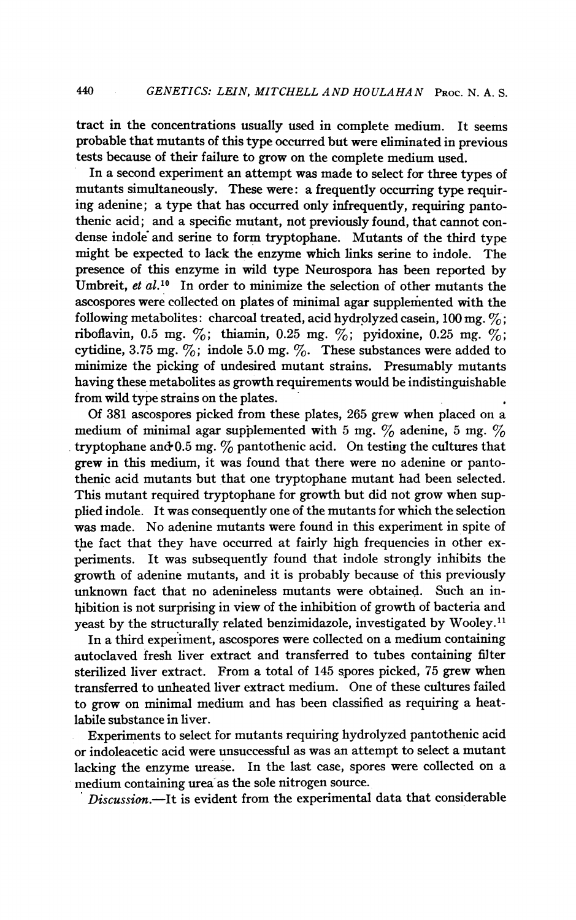tract in the concentrations usually used in complete medium. It seems probable that mutants of this type occurred but were eliminated in previous tests because of their failure to grow on the complete medium used.

In a second experiment an attempt was made to select for three types of mutants simultaneously. These were: a frequently occurring type requiring adenine; a type that has occurred only infrequently, requiring pantothenic acid; and a specific mutant, not previously found, that cannot condense indole and serine to form tryptophane. Mutants of the third type might be expected to lack the enzyme which links serine to indole. The presence of this enzyme in wild type Neurospora has been reported by Umbreit, *et al.*[10] In order to minimize the selection of other mutants the ascospores were collected on plates of minimal agar supplemented with the following metabolites: charcoal treated, acid hydrolyzed casein, 100 mg. %; riboflavin, 0.5 mg. %; thiamin, 0.25 mg. %; pyidoxine, 0.25 mg. %; cytidine, 3.75 mg. %; indole 5.0 mg. %. These substances were added to minimize the picking of undesired mutant strains. Presumably mutants having these metabolites as growth requirements would be indistinguishable from wild type strains on the plates.

Of 381 ascospores picked from these plates, 265 grew when placed on a medium of minimal agar supplemented with 5 mg. % adenine, 5 mg. % tryptophane and 0.5 mg. % pantothenic acid. On testing the cultures that grew in this medium, it was found that there were no adenine or pantothenic acid mutants but that one tryptophane mutant had been selected. This mutant required tryptophane for growth but did not grow when supplied indole. It was consequently one of the mutants for which the selection was made. No adenine mutants were found in this experiment in spite of the fact that they have occurred at fairly high frequencies in other experiments. It was subsequently found that indole strongly inhibits the growth of adenine mutants, and it is probably because of this previously unknown fact that no adenineless mutants were obtained. Such an inhibition is not surprising in view of the inhibition of growth of bacteria and yeast by the structurally related benzimidazole, investigated by Wooley.[11]

In a third experiment, ascospores were collected on a medium containing autoclaved fresh liver extract and transferred to tubes containing filter sterilized liver extract. From a total of 145 spores picked, 75 grew when transferred to unheated liver extract medium. One of these cultures failed to grow on minimal medium and has been classified as requiring a heat-labile substance in liver.

Experiments to select for mutants requiring hydrolyzed pantothenic acid or indoleacetic acid were unsuccessful as was an attempt to select a mutant lacking the enzyme urease. In the last case, spores were collected on a medium containing urea as the sole nitrogen source.

*Discussion.*—It is evident from the experimental data that considerable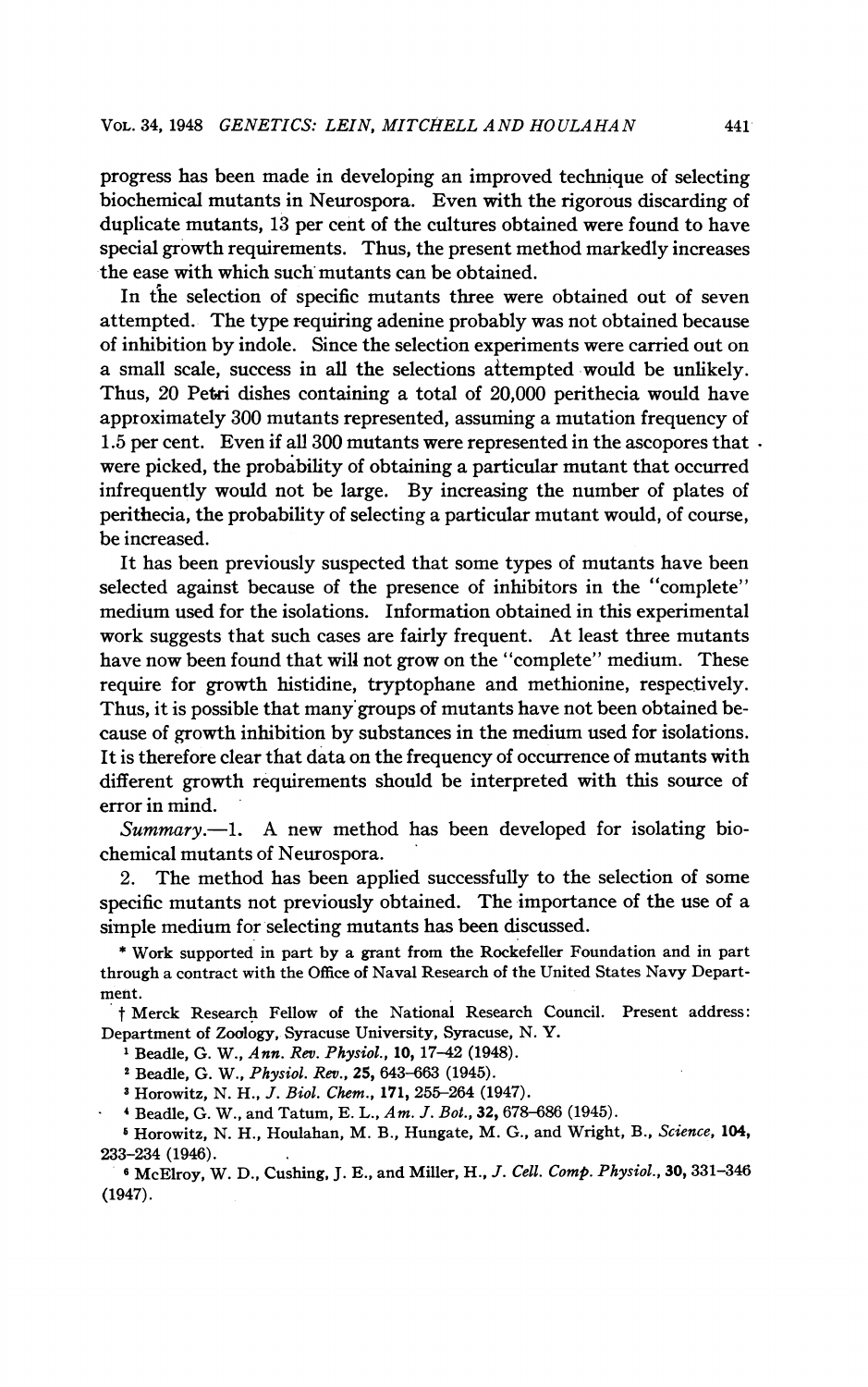progress has been made in developing an improved technique of selecting biochemical mutants in Neurospora. Even with the rigorous discarding of duplicate mutants, 13 per cent of the cultures obtained were found to have special growth requirements. Thus, the present method markedly increases the ease with which such mutants can be obtained.

In the selection of specific mutants three were obtained out of seven attempted. The type requiring adenine probably was not obtained because of inhibition by indole. Since the selection experiments were carried out on a small scale, success in all the selections attempted would be unlikely. Thus, 20 Petri dishes containing a total of 20,000 perithecia would have approximately 300 mutants represented, assuming a mutation frequency of 1.5 per cent. Even if all 300 mutants were represented in the ascopores that were picked, the probability of obtaining a particular mutant that occurred infrequently would not be large. By increasing the number of plates of perithecia, the probability of selecting a particular mutant would, of course, be increased.

It has been previously suspected that some types of mutants have been selected against because of the presence of inhibitors in the "complete" medium used for the isolations. Information obtained in this experimental work suggests that such cases are fairly frequent. At least three mutants have now been found that will not grow on the "complete" medium. These require for growth histidine, tryptophane and methionine, respectively. Thus, it is possible that many groups of mutants have not been obtained because of growth inhibition by substances in the medium used for isolations. It is therefore clear that data on the frequency of occurrence of mutants with different growth requirements should be interpreted with this source of error in mind.

*Summary*.—1. A new method has been developed for isolating biochemical mutants of Neurospora.

2. The method has been applied successfully to the selection of some specific mutants not previously obtained. The importance of the use of a simple medium for selecting mutants has been discussed.

\* Work supported in part by a grant from the Rockefeller Foundation and in part through a contract with the Office of Naval Research of the United States Navy Department.

† Merck Research Fellow of the National Research Council. Present address: Department of Zoology, Syracuse University, Syracuse, N. Y.

[1] Beadle, G. W., *Ann. Rev. Physiol.*, **10**, 17–42 (1948).

[2] Beadle, G. W., *Physiol. Rev.*, **25**, 643–663 (1945).

[3] Horowitz, N. H., *J. Biol. Chem.*, **171**, 255–264 (1947).

[4] Beadle, G. W., and Tatum, E. L., *Am. J. Bot.*, **32**, 678–686 (1945).

[5] Horowitz, N. H., Houlahan, M. B., Hungate, M. G., and Wright, B., *Science*, **104**, 233–234 (1946).

[6] McElroy, W. D., Cushing, J. E., and Miller, H., *J. Cell. Comp. Physiol.*, **30**, 331–346 (1947).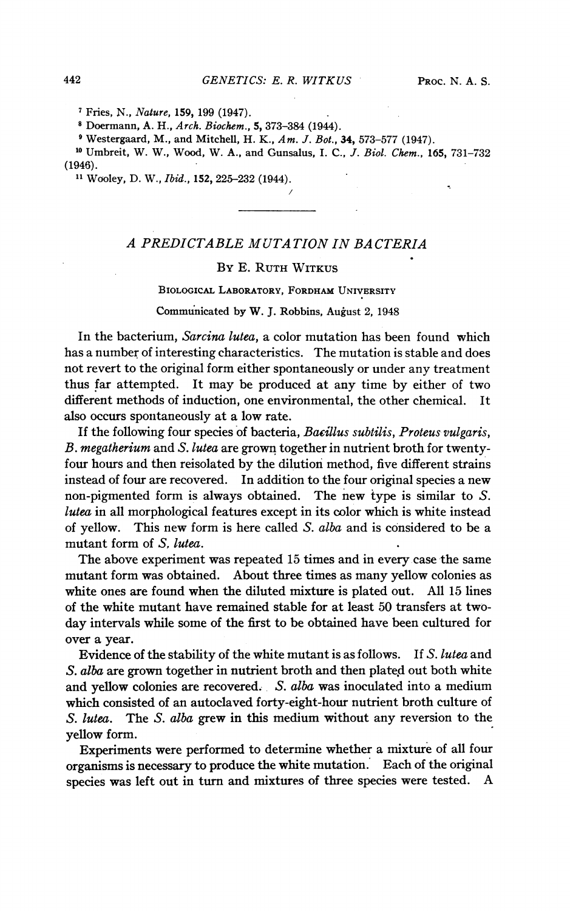[7] Fries, N., *Nature*, **159**, 199 (1947).

[8] Doermann, A. H., *Arch. Biochem.*, **5**, 373–384 (1944).

[9] Westergaard, M., and Mitchell, H. K., *Am. J. Bot.*, **34**, 573–577 (1947).

[10] Umbreit, W. W., Wood, W. A., and Gunsalus, I. C., *J. Biol. Chem.*, **165**, 731–732 (1946).

[11] Wooley, D. W., *Ibid.*, **152**, 225–232 (1944).

---

# *A PREDICTABLE MUTATION IN BACTERIA*

By E. Ruth Witkus

Biological Laboratory, Fordham University

Communicated by W. J. Robbins, August 2, 1948

In the bacterium, *Sarcina lutea*, a color mutation has been found which has a number of interesting characteristics. The mutation is stable and does not revert to the original form either spontaneously or under any treatment thus far attempted. It may be produced at any time by either of two different methods of induction, one environmental, the other chemical. It also occurs spontaneously at a low rate.

If the following four species of bacteria, *Bacillus subtilis*, *Proteus vulgaris*, *B. megatherium* and *S. lutea* are grown together in nutrient broth for twenty-four hours and then reisolated by the dilution method, five different strains instead of four are recovered. In addition to the four original species a new non-pigmented form is always obtained. The new type is similar to *S. lutea* in all morphological features except in its color which is white instead of yellow. This new form is here called *S. alba* and is considered to be a mutant form of *S. lutea*.

The above experiment was repeated 15 times and in every case the same mutant form was obtained. About three times as many yellow colonies as white ones are found when the diluted mixture is plated out. All 15 lines of the white mutant have remained stable for at least 50 transfers at two-day intervals while some of the first to be obtained have been cultured for over a year.

Evidence of the stability of the white mutant is as follows. If *S. lutea* and *S. alba* are grown together in nutrient broth and then plated out both white and yellow colonies are recovered. *S. alba* was inoculated into a medium which consisted of an autoclaved forty-eight-hour nutrient broth culture of *S. lutea*. The *S. alba* grew in this medium without any reversion to the yellow form.

Experiments were performed to determine whether a mixture of all four organisms is necessary to produce the white mutation. Each of the original species was left out in turn and mixtures of three species were tested. A